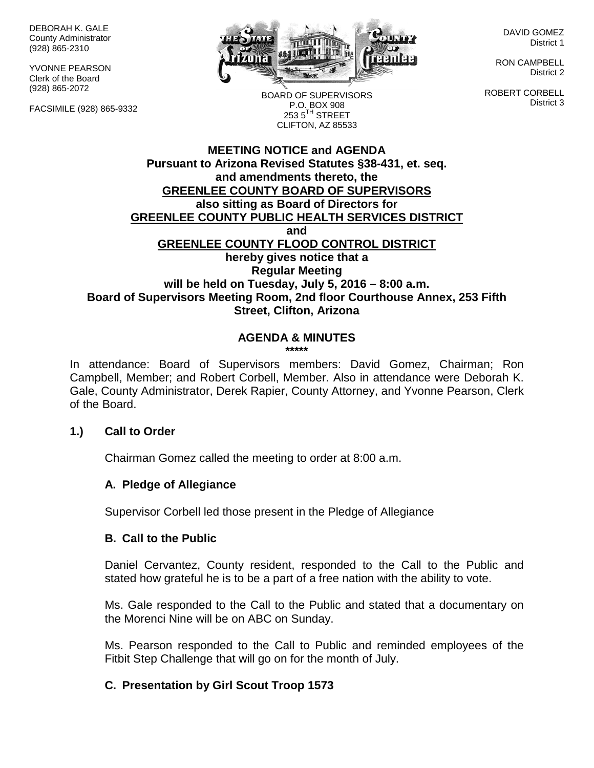DEBORAH K. GALE
County Administrator
(928) 865-2310

YVONNE PEARSON
Clerk of the Board
(928) 865-2072

FACSIMILE (928) 865-9332

BOARD OF SUPERVISORS
P.O. BOX 908
253 5TH STREET
CLIFTON, AZ 85533

DAVID GOMEZ
District 1

RON CAMPBELL
District 2

ROBERT CORBELL
District 3

**MEETING NOTICE and AGENDA**
**Pursuant to Arizona Revised Statutes §38-431, et. seq.**
**and amendments thereto, the**
**GREENLEE COUNTY BOARD OF SUPERVISORS**
**also sitting as Board of Directors for**
**GREENLEE COUNTY PUBLIC HEALTH SERVICES DISTRICT**
**and**
**GREENLEE COUNTY FLOOD CONTROL DISTRICT**
**hereby gives notice that a**
**Regular Meeting**
**will be held on Tuesday, July 5, 2016 – 8:00 a.m.**
**Board of Supervisors Meeting Room, 2nd floor Courthouse Annex, 253 Fifth Street, Clifton, Arizona**

## AGENDA & MINUTES

\*\*\*\*\*

In attendance: Board of Supervisors members: David Gomez, Chairman; Ron Campbell, Member; and Robert Corbell, Member. Also in attendance were Deborah K. Gale, County Administrator, Derek Rapier, County Attorney, and Yvonne Pearson, Clerk of the Board.

### 1.) Call to Order

Chairman Gomez called the meeting to order at 8:00 a.m.

#### A. Pledge of Allegiance

Supervisor Corbell led those present in the Pledge of Allegiance

#### B. Call to the Public

Daniel Cervantez, County resident, responded to the Call to the Public and stated how grateful he is to be a part of a free nation with the ability to vote.

Ms. Gale responded to the Call to the Public and stated that a documentary on the Morenci Nine will be on ABC on Sunday.

Ms. Pearson responded to the Call to Public and reminded employees of the Fitbit Step Challenge that will go on for the month of July.

#### C. Presentation by Girl Scout Troop 1573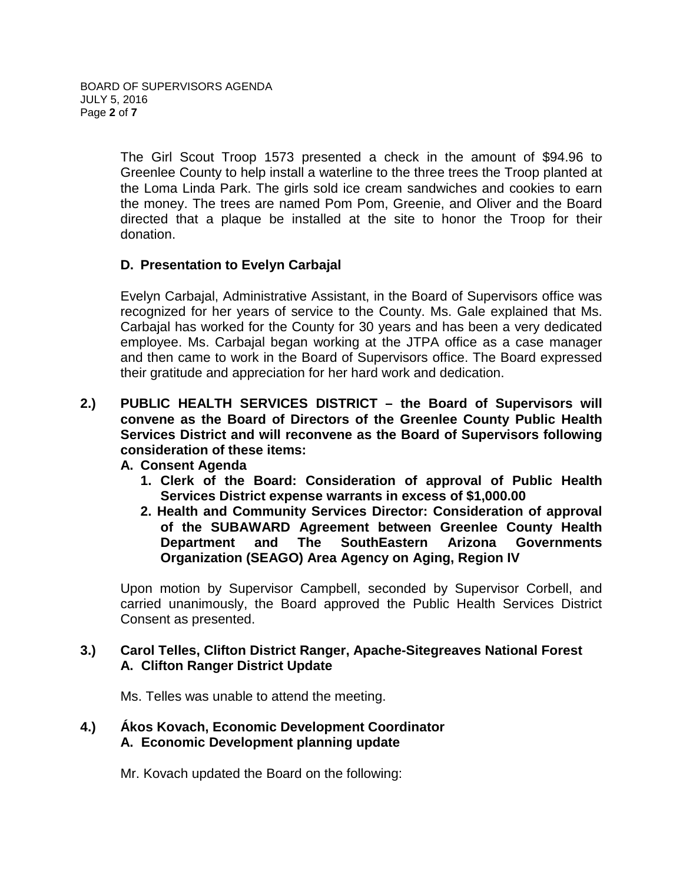The Girl Scout Troop 1573 presented a check in the amount of $94.96 to Greenlee County to help install a waterline to the three trees the Troop planted at the Loma Linda Park. The girls sold ice cream sandwiches and cookies to earn the money. The trees are named Pom Pom, Greenie, and Oliver and the Board directed that a plaque be installed at the site to honor the Troop for their donation.

**D. Presentation to Evelyn Carbajal**

Evelyn Carbajal, Administrative Assistant, in the Board of Supervisors office was recognized for her years of service to the County. Ms. Gale explained that Ms. Carbajal has worked for the County for 30 years and has been a very dedicated employee. Ms. Carbajal began working at the JTPA office as a case manager and then came to work in the Board of Supervisors office. The Board expressed their gratitude and appreciation for her hard work and dedication.

**2.) PUBLIC HEALTH SERVICES DISTRICT – the Board of Supervisors will convene as the Board of Directors of the Greenlee County Public Health Services District and will reconvene as the Board of Supervisors following consideration of these items:**

**A. Consent Agenda**

1. **Clerk of the Board: Consideration of approval of Public Health Services District expense warrants in excess of $1,000.00**
2. **Health and Community Services Director: Consideration of approval of the SUBAWARD Agreement between Greenlee County Health Department and The SouthEastern Arizona Governments Organization (SEAGO) Area Agency on Aging, Region IV**

Upon motion by Supervisor Campbell, seconded by Supervisor Corbell, and carried unanimously, the Board approved the Public Health Services District Consent as presented.

**3.) Carol Telles, Clifton District Ranger, Apache-Sitegreaves National Forest**
**A. Clifton Ranger District Update**

Ms. Telles was unable to attend the meeting.

**4.) Ákos Kovach, Economic Development Coordinator**
**A. Economic Development planning update**

Mr. Kovach updated the Board on the following: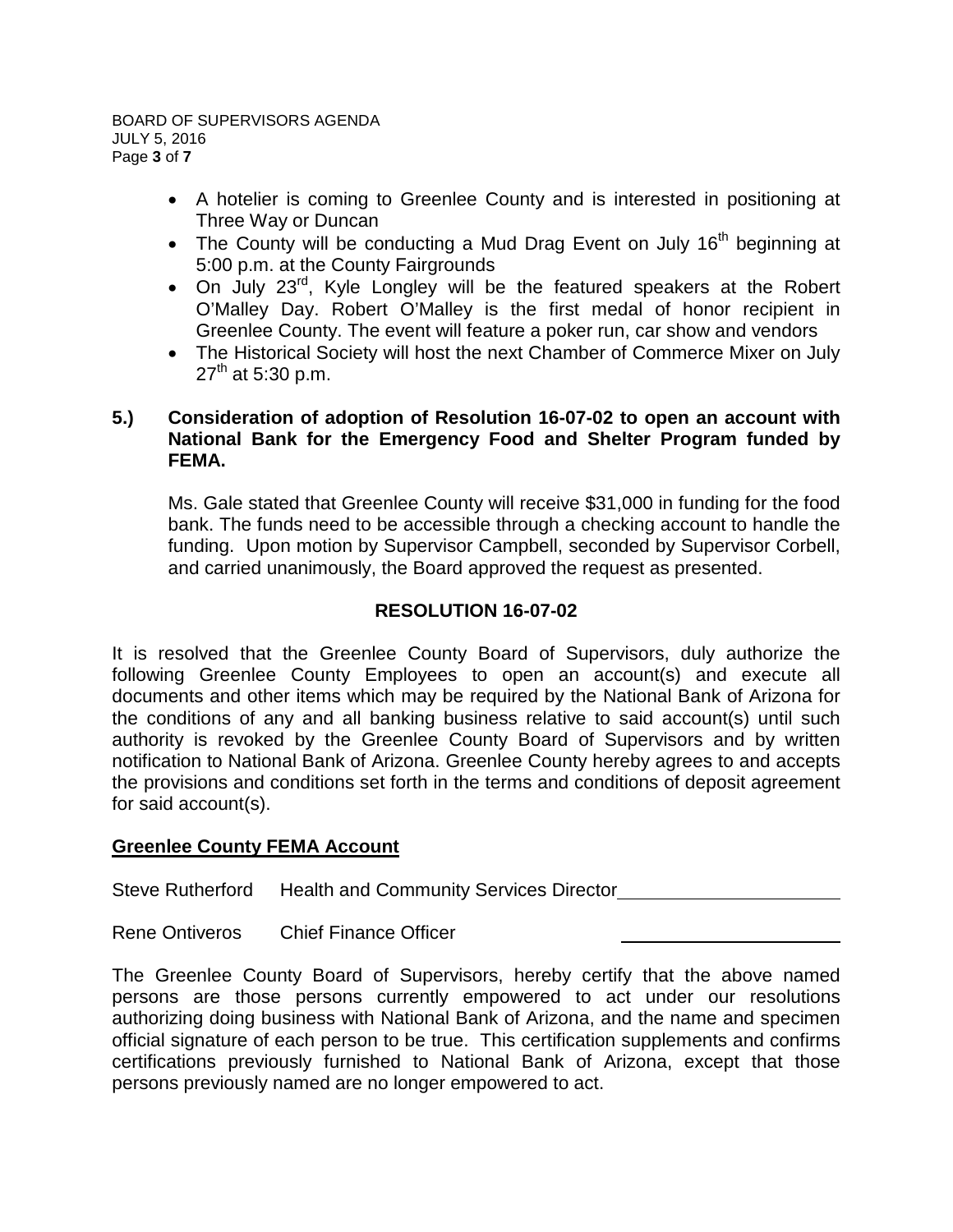- A hotelier is coming to Greenlee County and is interested in positioning at Three Way or Duncan
- The County will be conducting a Mud Drag Event on July 16th beginning at 5:00 p.m. at the County Fairgrounds
- On July 23rd, Kyle Longley will be the featured speakers at the Robert O'Malley Day. Robert O'Malley is the first medal of honor recipient in Greenlee County. The event will feature a poker run, car show and vendors
- The Historical Society will host the next Chamber of Commerce Mixer on July 27th at 5:30 p.m.

**5.) Consideration of adoption of Resolution 16-07-02 to open an account with National Bank for the Emergency Food and Shelter Program funded by FEMA.**

Ms. Gale stated that Greenlee County will receive $31,000 in funding for the food bank. The funds need to be accessible through a checking account to handle the funding. Upon motion by Supervisor Campbell, seconded by Supervisor Corbell, and carried unanimously, the Board approved the request as presented.

**RESOLUTION 16-07-02**

It is resolved that the Greenlee County Board of Supervisors, duly authorize the following Greenlee County Employees to open an account(s) and execute all documents and other items which may be required by the National Bank of Arizona for the conditions of any and all banking business relative to said account(s) until such authority is revoked by the Greenlee County Board of Supervisors and by written notification to National Bank of Arizona. Greenlee County hereby agrees to and accepts the provisions and conditions set forth in the terms and conditions of deposit agreement for said account(s).

**Greenlee County FEMA Account**

Steve Rutherford Health and Community Services Director ______________________

Rene Ontiveros Chief Finance Officer ______________________

The Greenlee County Board of Supervisors, hereby certify that the above named persons are those persons currently empowered to act under our resolutions authorizing doing business with National Bank of Arizona, and the name and specimen official signature of each person to be true. This certification supplements and confirms certifications previously furnished to National Bank of Arizona, except that those persons previously named are no longer empowered to act.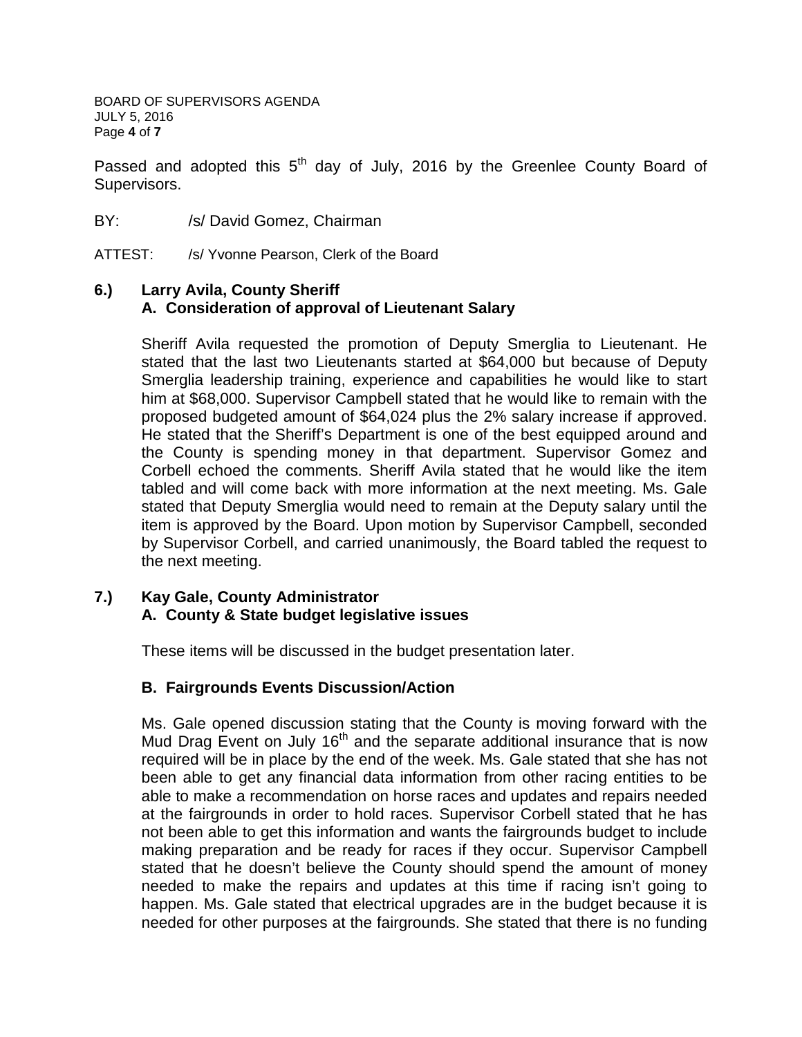Passed and adopted this 5th day of July, 2016 by the Greenlee County Board of Supervisors.

BY: /s/ David Gomez, Chairman

ATTEST: /s/ Yvonne Pearson, Clerk of the Board

**6.) Larry Avila, County Sheriff**
**A. Consideration of approval of Lieutenant Salary**

Sheriff Avila requested the promotion of Deputy Smerglia to Lieutenant. He stated that the last two Lieutenants started at $64,000 but because of Deputy Smerglia leadership training, experience and capabilities he would like to start him at $68,000. Supervisor Campbell stated that he would like to remain with the proposed budgeted amount of $64,024 plus the 2% salary increase if approved. He stated that the Sheriff's Department is one of the best equipped around and the County is spending money in that department. Supervisor Gomez and Corbell echoed the comments. Sheriff Avila stated that he would like the item tabled and will come back with more information at the next meeting. Ms. Gale stated that Deputy Smerglia would need to remain at the Deputy salary until the item is approved by the Board. Upon motion by Supervisor Campbell, seconded by Supervisor Corbell, and carried unanimously, the Board tabled the request to the next meeting.

**7.) Kay Gale, County Administrator**
**A. County & State budget legislative issues**

These items will be discussed in the budget presentation later.

**B. Fairgrounds Events Discussion/Action**

Ms. Gale opened discussion stating that the County is moving forward with the Mud Drag Event on July 16th and the separate additional insurance that is now required will be in place by the end of the week. Ms. Gale stated that she has not been able to get any financial data information from other racing entities to be able to make a recommendation on horse races and updates and repairs needed at the fairgrounds in order to hold races. Supervisor Corbell stated that he has not been able to get this information and wants the fairgrounds budget to include making preparation and be ready for races if they occur. Supervisor Campbell stated that he doesn't believe the County should spend the amount of money needed to make the repairs and updates at this time if racing isn't going to happen. Ms. Gale stated that electrical upgrades are in the budget because it is needed for other purposes at the fairgrounds. She stated that there is no funding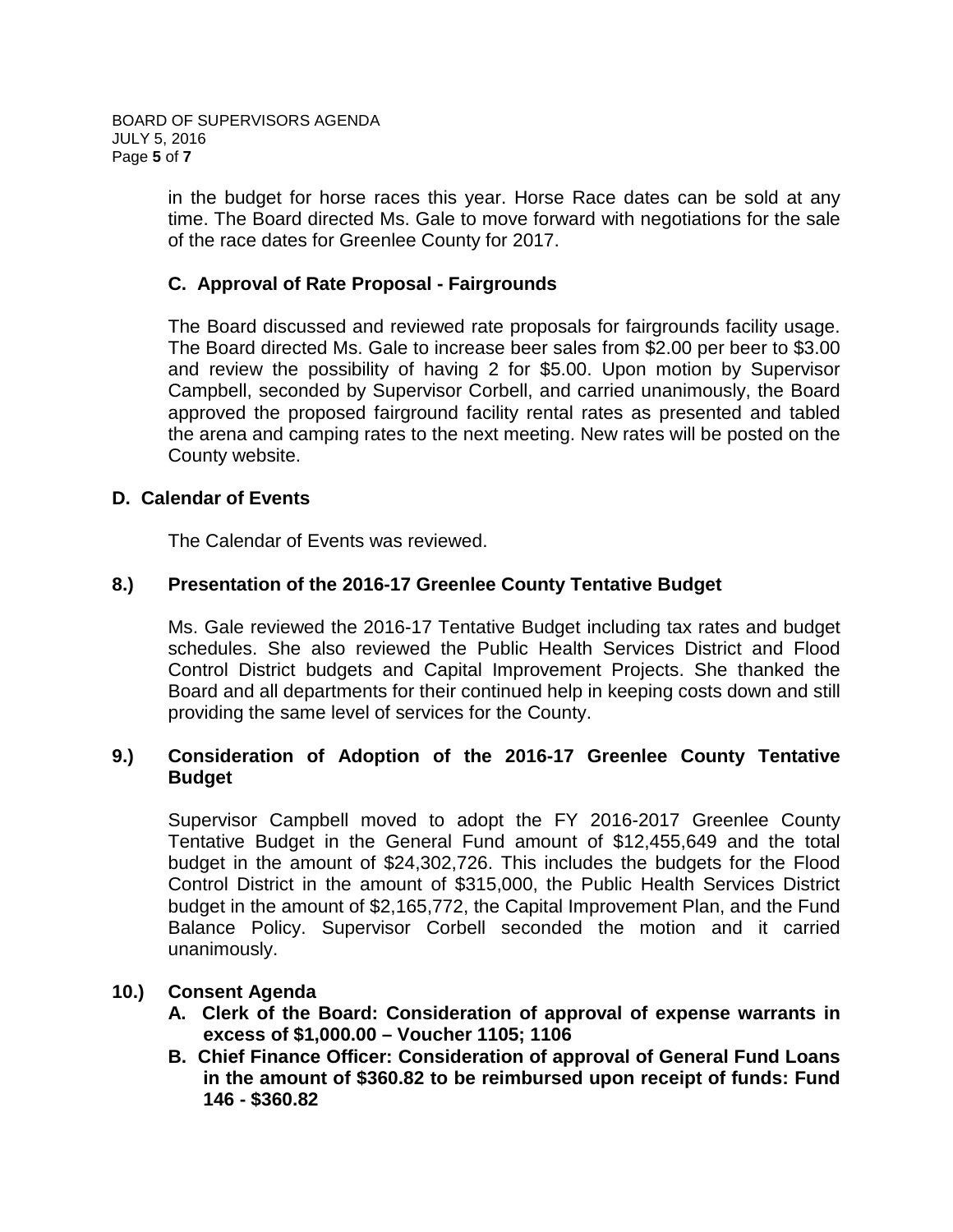in the budget for horse races this year. Horse Race dates can be sold at any time. The Board directed Ms. Gale to move forward with negotiations for the sale of the race dates for Greenlee County for 2017.

### C. Approval of Rate Proposal - Fairgrounds

The Board discussed and reviewed rate proposals for fairgrounds facility usage. The Board directed Ms. Gale to increase beer sales from $2.00 per beer to $3.00 and review the possibility of having 2 for $5.00. Upon motion by Supervisor Campbell, seconded by Supervisor Corbell, and carried unanimously, the Board approved the proposed fairground facility rental rates as presented and tabled the arena and camping rates to the next meeting. New rates will be posted on the County website.

### D. Calendar of Events

The Calendar of Events was reviewed.

## 8.) Presentation of the 2016-17 Greenlee County Tentative Budget

Ms. Gale reviewed the 2016-17 Tentative Budget including tax rates and budget schedules. She also reviewed the Public Health Services District and Flood Control District budgets and Capital Improvement Projects. She thanked the Board and all departments for their continued help in keeping costs down and still providing the same level of services for the County.

## 9.) Consideration of Adoption of the 2016-17 Greenlee County Tentative Budget

Supervisor Campbell moved to adopt the FY 2016-2017 Greenlee County Tentative Budget in the General Fund amount of $12,455,649 and the total budget in the amount of $24,302,726. This includes the budgets for the Flood Control District in the amount of $315,000, the Public Health Services District budget in the amount of $2,165,772, the Capital Improvement Plan, and the Fund Balance Policy. Supervisor Corbell seconded the motion and it carried unanimously.

## 10.) Consent Agenda

**A. Clerk of the Board: Consideration of approval of expense warrants in excess of $1,000.00 – Voucher 1105; 1106**

**B. Chief Finance Officer: Consideration of approval of General Fund Loans in the amount of $360.82 to be reimbursed upon receipt of funds: Fund 146 - $360.82**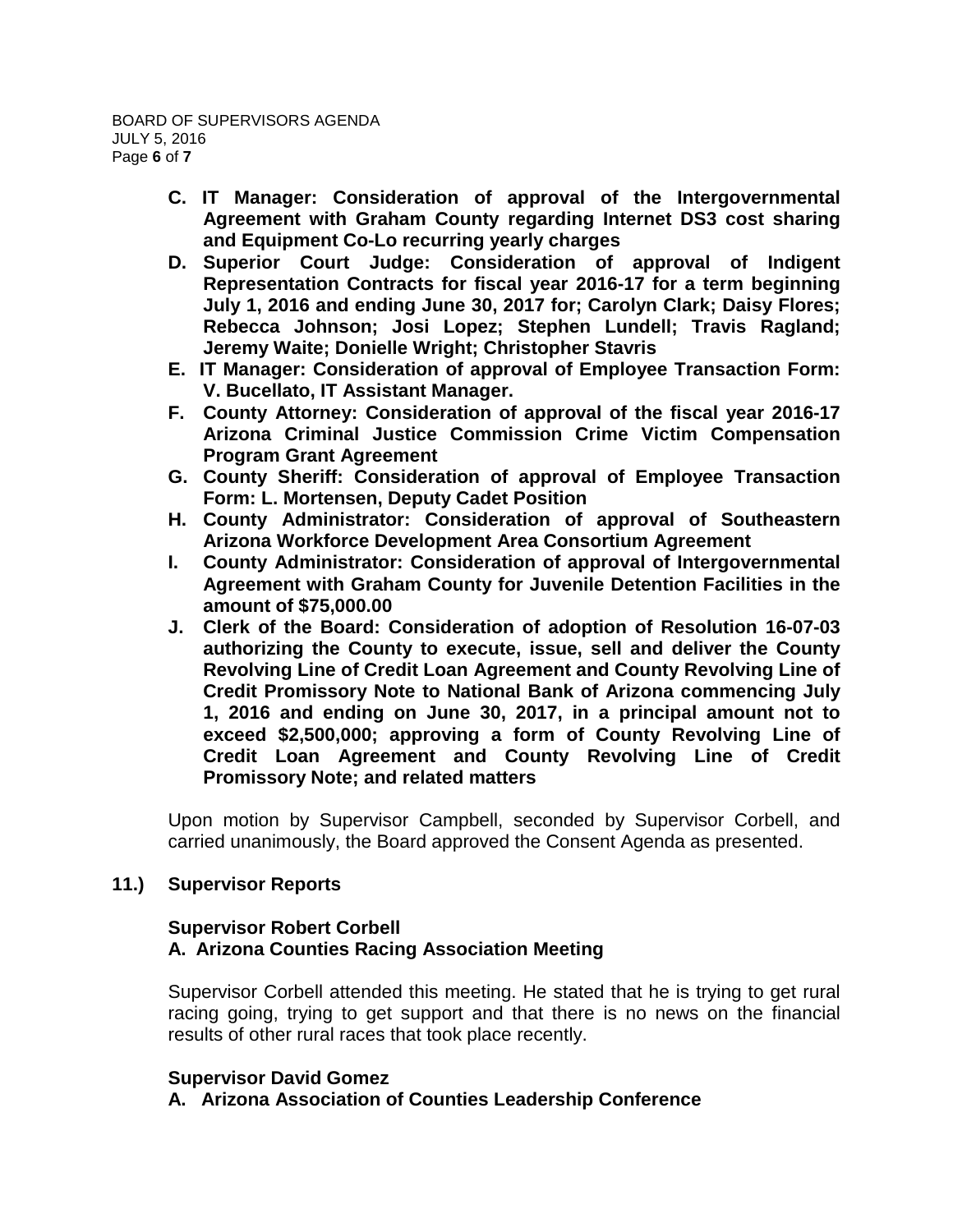**C. IT Manager: Consideration of approval of the Intergovernmental Agreement with Graham County regarding Internet DS3 cost sharing and Equipment Co-Lo recurring yearly charges**

**D. Superior Court Judge: Consideration of approval of Indigent Representation Contracts for fiscal year 2016-17 for a term beginning July 1, 2016 and ending June 30, 2017 for; Carolyn Clark; Daisy Flores; Rebecca Johnson; Josi Lopez; Stephen Lundell; Travis Ragland; Jeremy Waite; Donielle Wright; Christopher Stavris**

**E. IT Manager: Consideration of approval of Employee Transaction Form: V. Bucellato, IT Assistant Manager.**

**F. County Attorney: Consideration of approval of the fiscal year 2016-17 Arizona Criminal Justice Commission Crime Victim Compensation Program Grant Agreement**

**G. County Sheriff: Consideration of approval of Employee Transaction Form: L. Mortensen, Deputy Cadet Position**

**H. County Administrator: Consideration of approval of Southeastern Arizona Workforce Development Area Consortium Agreement**

**I. County Administrator: Consideration of approval of Intergovernmental Agreement with Graham County for Juvenile Detention Facilities in the amount of $75,000.00**

**J. Clerk of the Board: Consideration of adoption of Resolution 16-07-03 authorizing the County to execute, issue, sell and deliver the County Revolving Line of Credit Loan Agreement and County Revolving Line of Credit Promissory Note to National Bank of Arizona commencing July 1, 2016 and ending on June 30, 2017, in a principal amount not to exceed $2,500,000; approving a form of County Revolving Line of Credit Loan Agreement and County Revolving Line of Credit Promissory Note; and related matters**

Upon motion by Supervisor Campbell, seconded by Supervisor Corbell, and carried unanimously, the Board approved the Consent Agenda as presented.

## 11.) Supervisor Reports

**Supervisor Robert Corbell**

**A. Arizona Counties Racing Association Meeting**

Supervisor Corbell attended this meeting. He stated that he is trying to get rural racing going, trying to get support and that there is no news on the financial results of other rural races that took place recently.

**Supervisor David Gomez**

**A. Arizona Association of Counties Leadership Conference**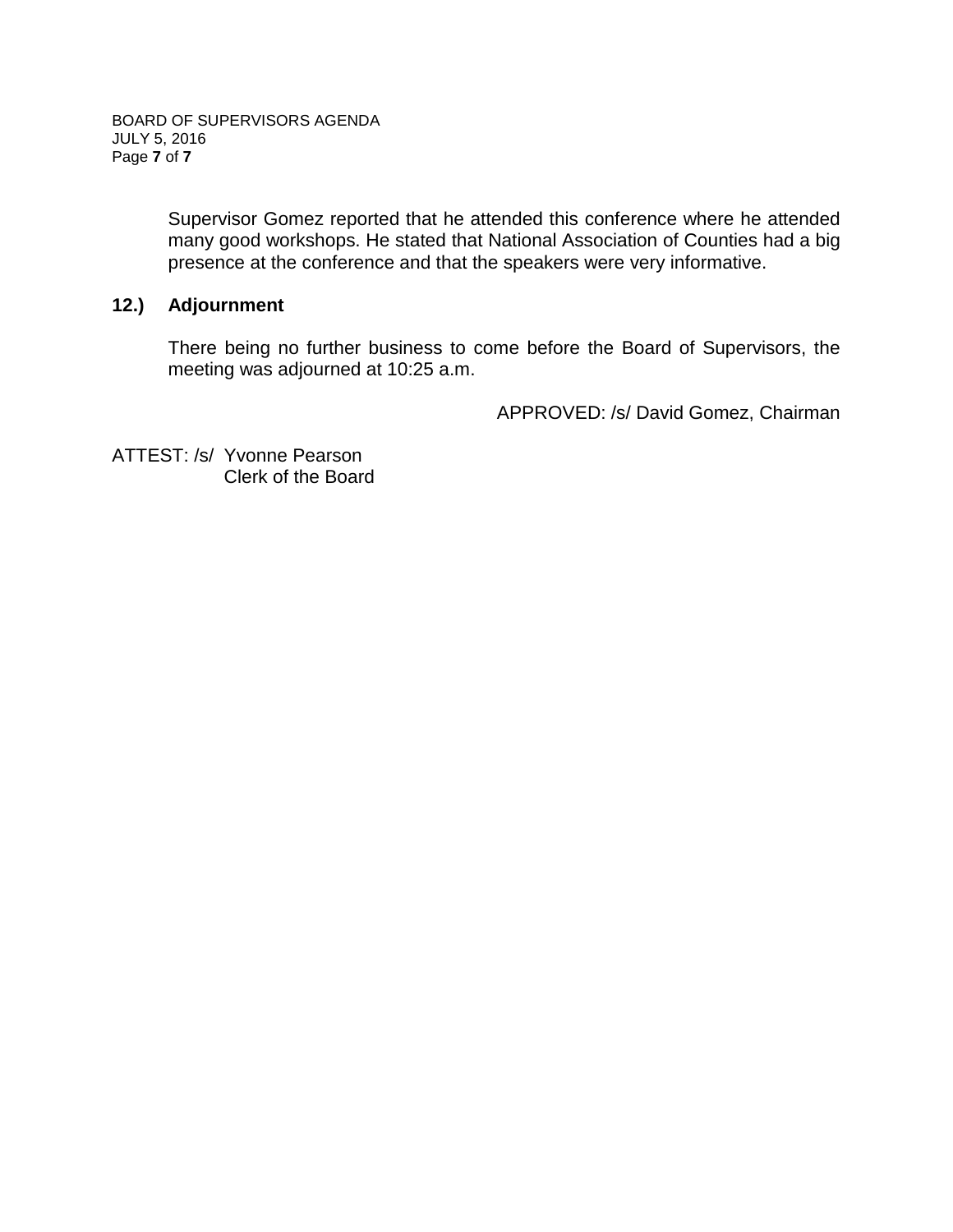Supervisor Gomez reported that he attended this conference where he attended many good workshops. He stated that National Association of Counties had a big presence at the conference and that the speakers were very informative.

**12.) Adjournment**

There being no further business to come before the Board of Supervisors, the meeting was adjourned at 10:25 a.m.

APPROVED: /s/ David Gomez, Chairman

ATTEST: /s/ Yvonne Pearson
Clerk of the Board